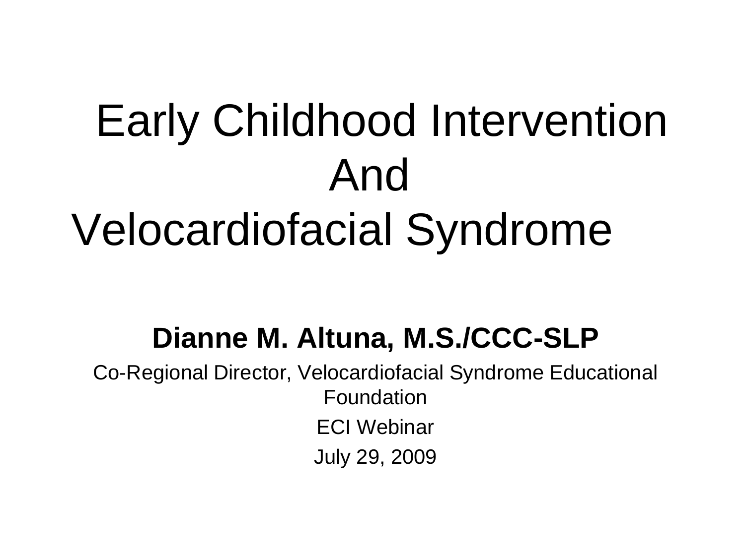# Early Childhood Intervention And Velocardiofacial Syndrome

**Dianne M. Altuna, M.S./CCC-SLP**

Co-Regional Director, Velocardiofacial Syndrome Educational Foundation

ECI Webinar

July 29, 2009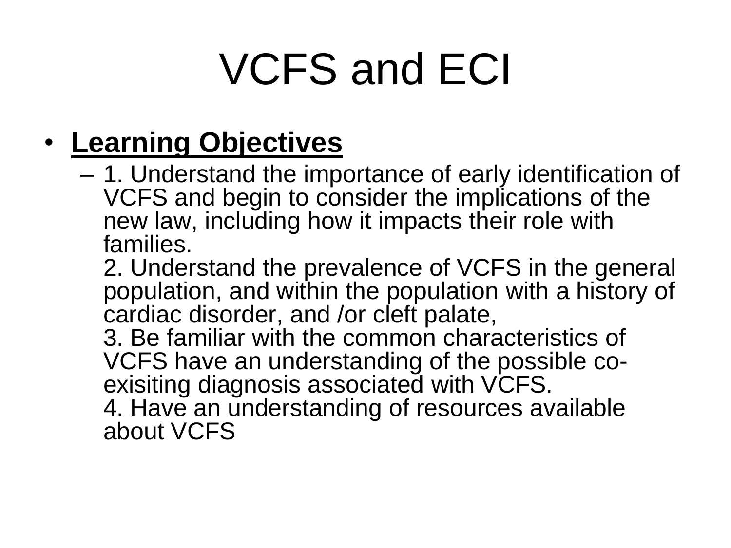# VCFS and ECI

- **Learning Objectives**
  - 1. Understand the importance of early identification of VCFS and begin to consider the implications of the new law, including how it impacts their role with families.
    2. Understand the prevalence of VCFS in the general population, and within the population with a history of cardiac disorder, and /or cleft palate,
    3. Be familiar with the common characteristics of VCFS have an understanding of the possible co-exisiting diagnosis associated with VCFS.
    4. Have an understanding of resources available about VCFS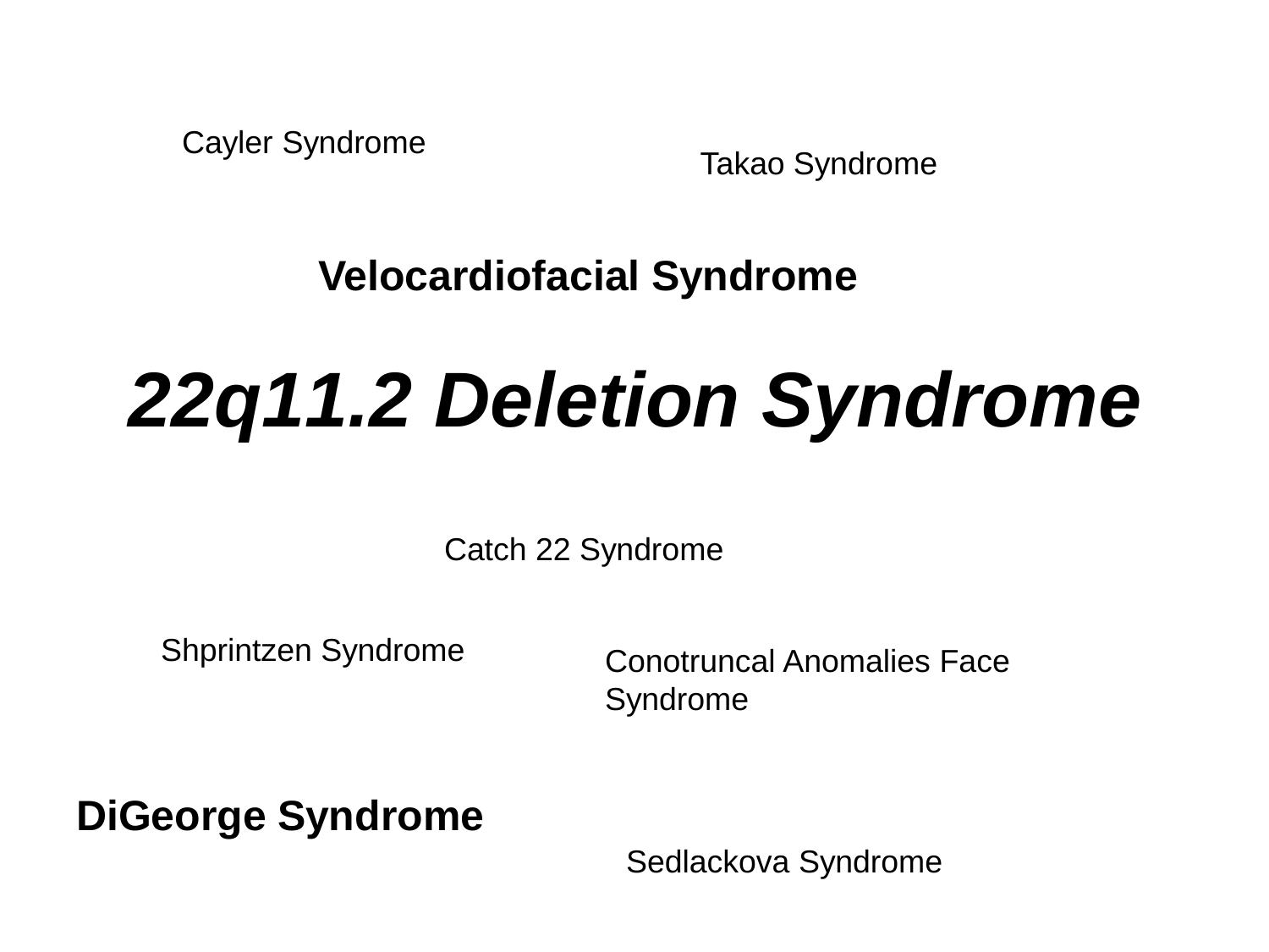Cayler Syndrome

Takao Syndrome

**Velocardiofacial Syndrome**

# ***22q11.2 Deletion Syndrome***

Catch 22 Syndrome

Shprintzen Syndrome

Conotruncal Anomalies Face Syndrome

**DiGeorge Syndrome**

Sedlackova Syndrome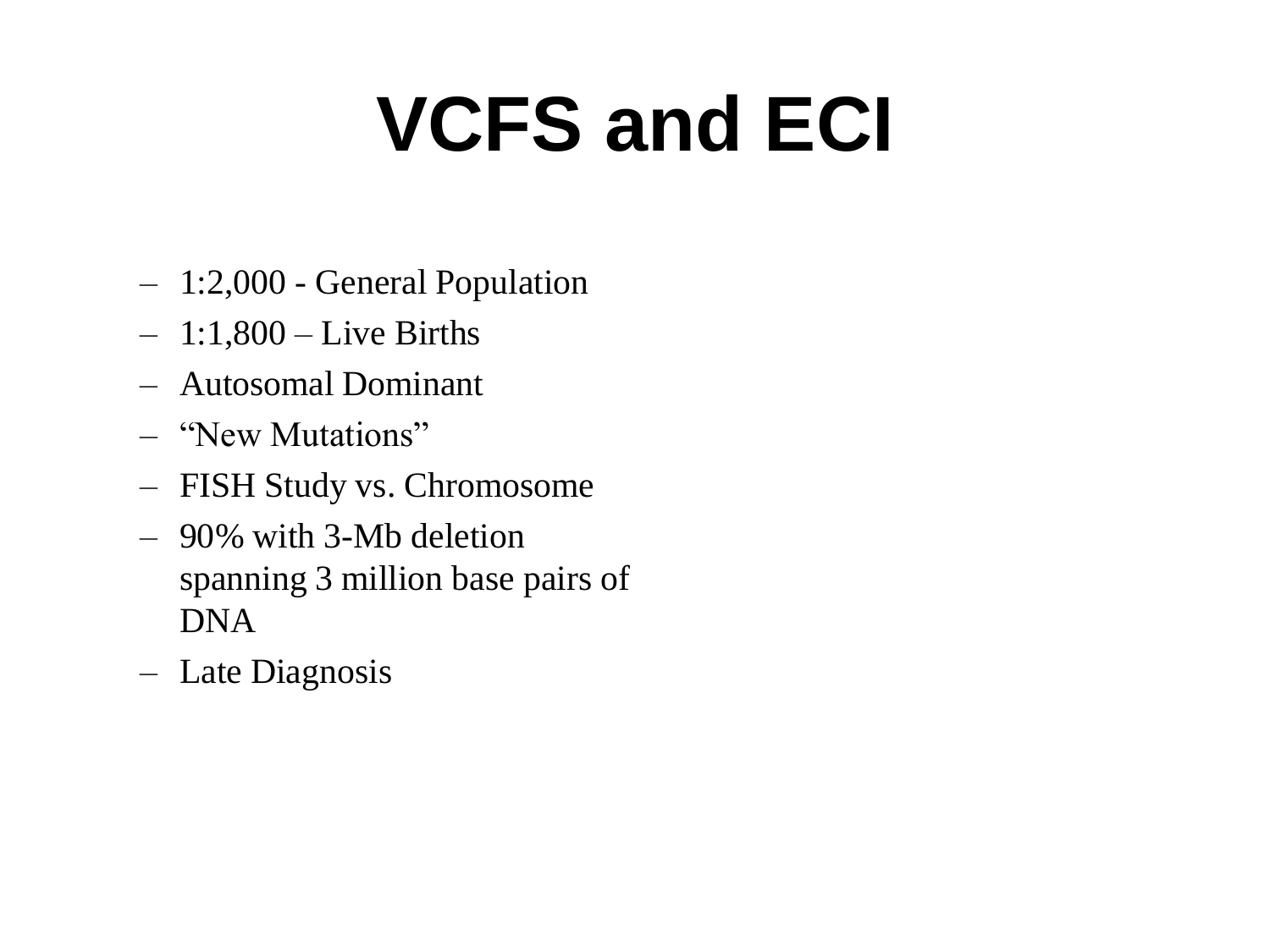# VCFS and ECI

- 1:2,000 - General Population
- 1:1,800 – Live Births
- Autosomal Dominant
- "New Mutations"
- FISH Study vs. Chromosome
- 90% with 3-Mb deletion spanning 3 million base pairs of DNA
- Late Diagnosis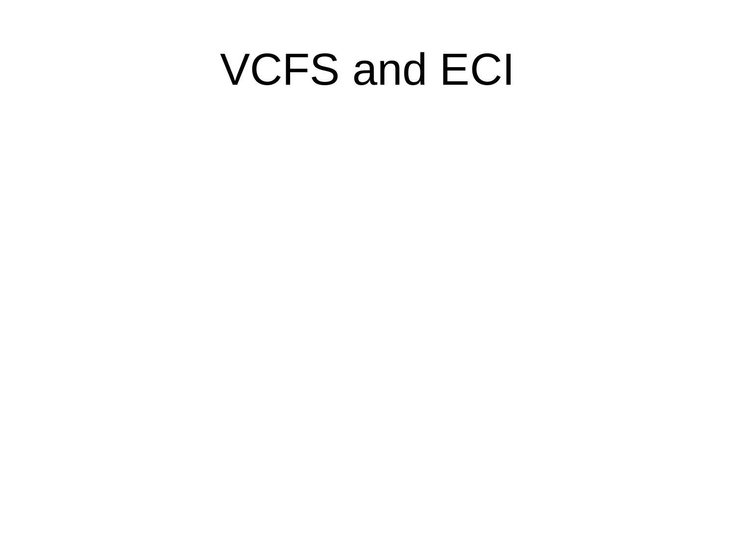# VCFS and ECI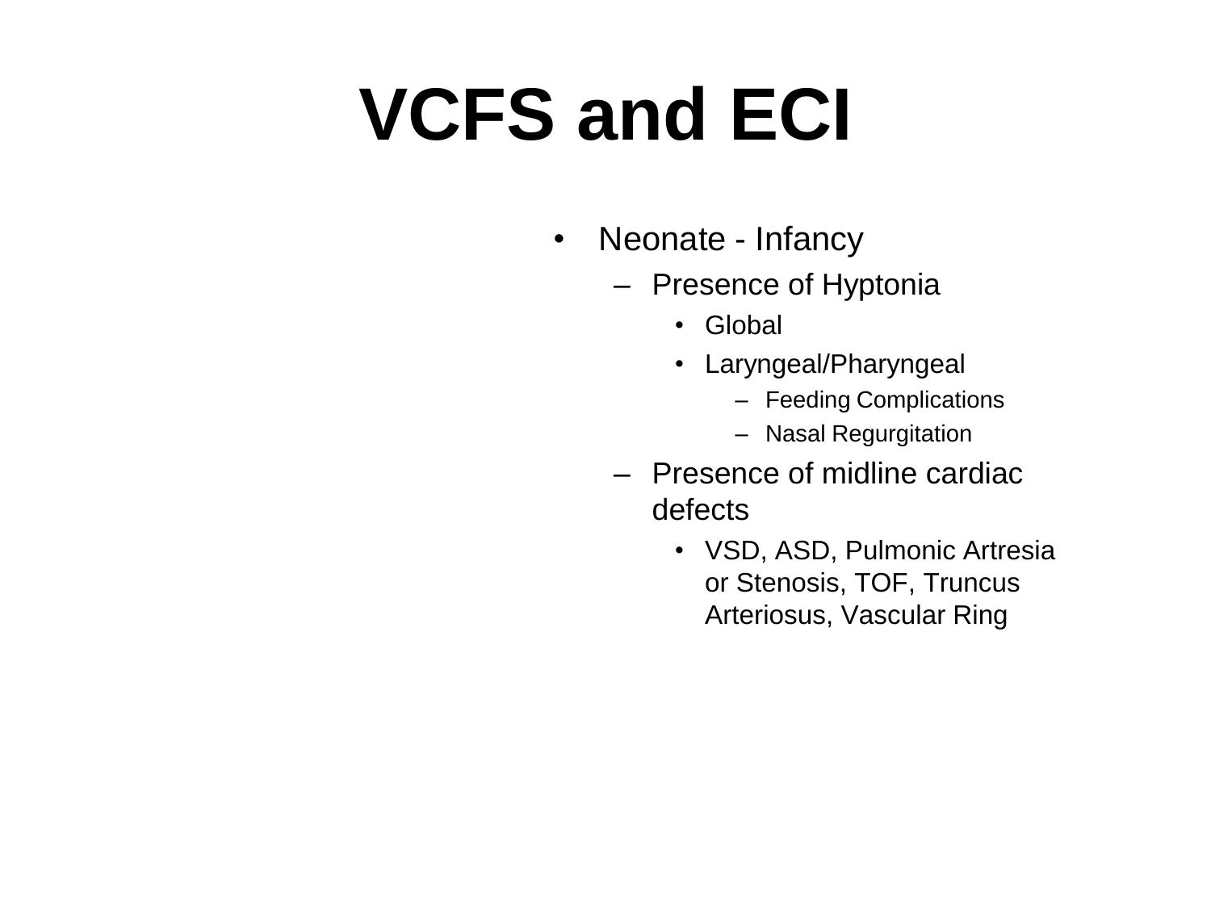# VCFS and ECI

- Neonate - Infancy
  - Presence of Hyptonia
    - Global
    - Laryngeal/Pharyngeal
      - Feeding Complications
      - Nasal Regurgitation
  - Presence of midline cardiac defects
    - VSD, ASD, Pulmonic Artresia or Stenosis, TOF, Truncus Arteriosus, Vascular Ring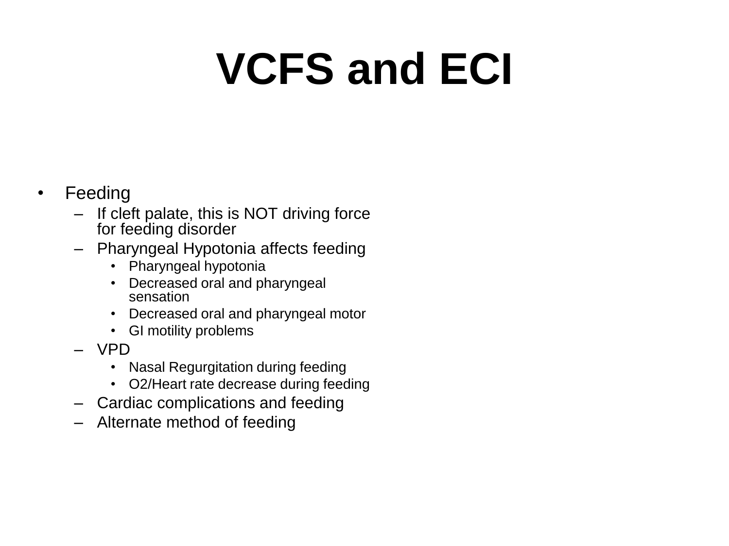# VCFS and ECI

- Feeding
  - If cleft palate, this is NOT driving force for feeding disorder
  - Pharyngeal Hypotonia affects feeding
    - Pharyngeal hypotonia
    - Decreased oral and pharyngeal sensation
    - Decreased oral and pharyngeal motor
    - GI motility problems
  - VPD
    - Nasal Regurgitation during feeding
    - O2/Heart rate decrease during feeding
  - Cardiac complications and feeding
  - Alternate method of feeding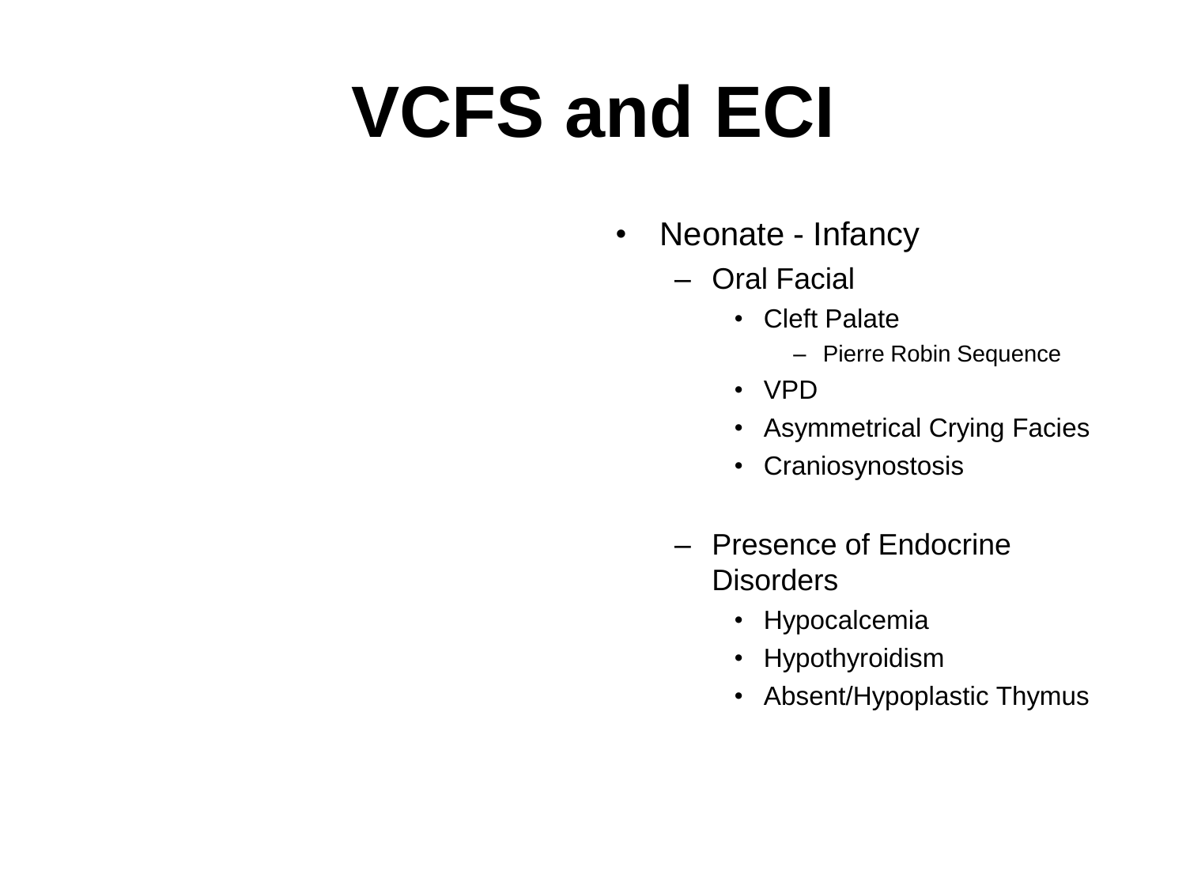# VCFS and ECI

- Neonate - Infancy
  - Oral Facial
    - Cleft Palate
      - Pierre Robin Sequence
    - VPD
    - Asymmetrical Crying Facies
    - Craniosynostosis
  - Presence of Endocrine Disorders
    - Hypocalcemia
    - Hypothyroidism
    - Absent/Hypoplastic Thymus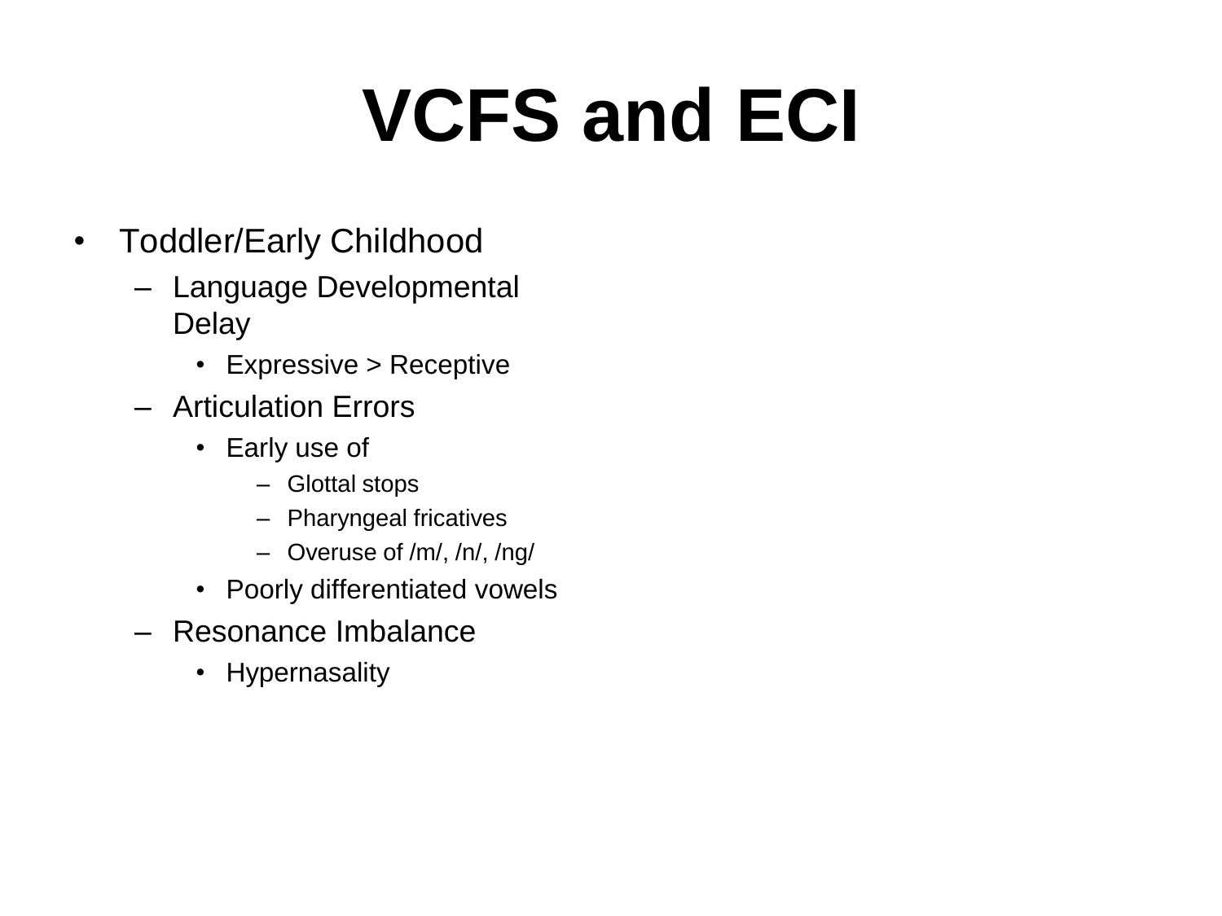# VCFS and ECI

- Toddler/Early Childhood
  - Language Developmental Delay
    - Expressive > Receptive
  - Articulation Errors
    - Early use of
      - Glottal stops
      - Pharyngeal fricatives
      - Overuse of /m/, /n/, /ng/
    - Poorly differentiated vowels
  - Resonance Imbalance
    - Hypernasality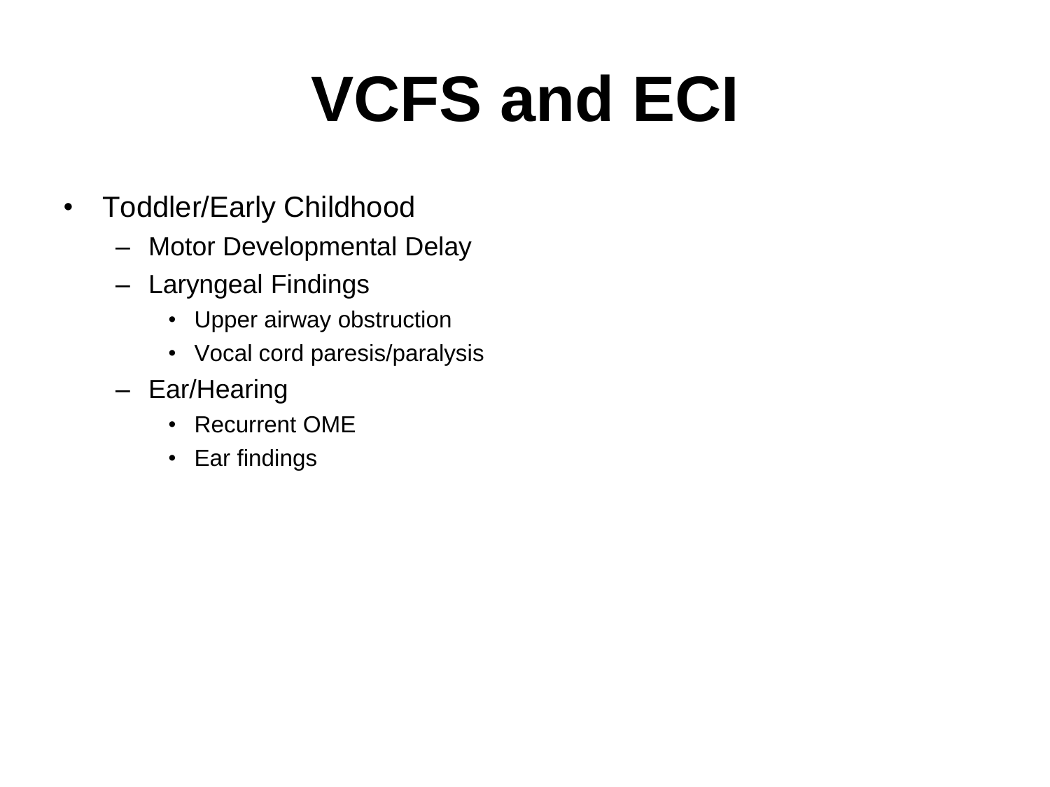# VCFS and ECI

- Toddler/Early Childhood
  - Motor Developmental Delay
  - Laryngeal Findings
    - Upper airway obstruction
    - Vocal cord paresis/paralysis
  - Ear/Hearing
    - Recurrent OME
    - Ear findings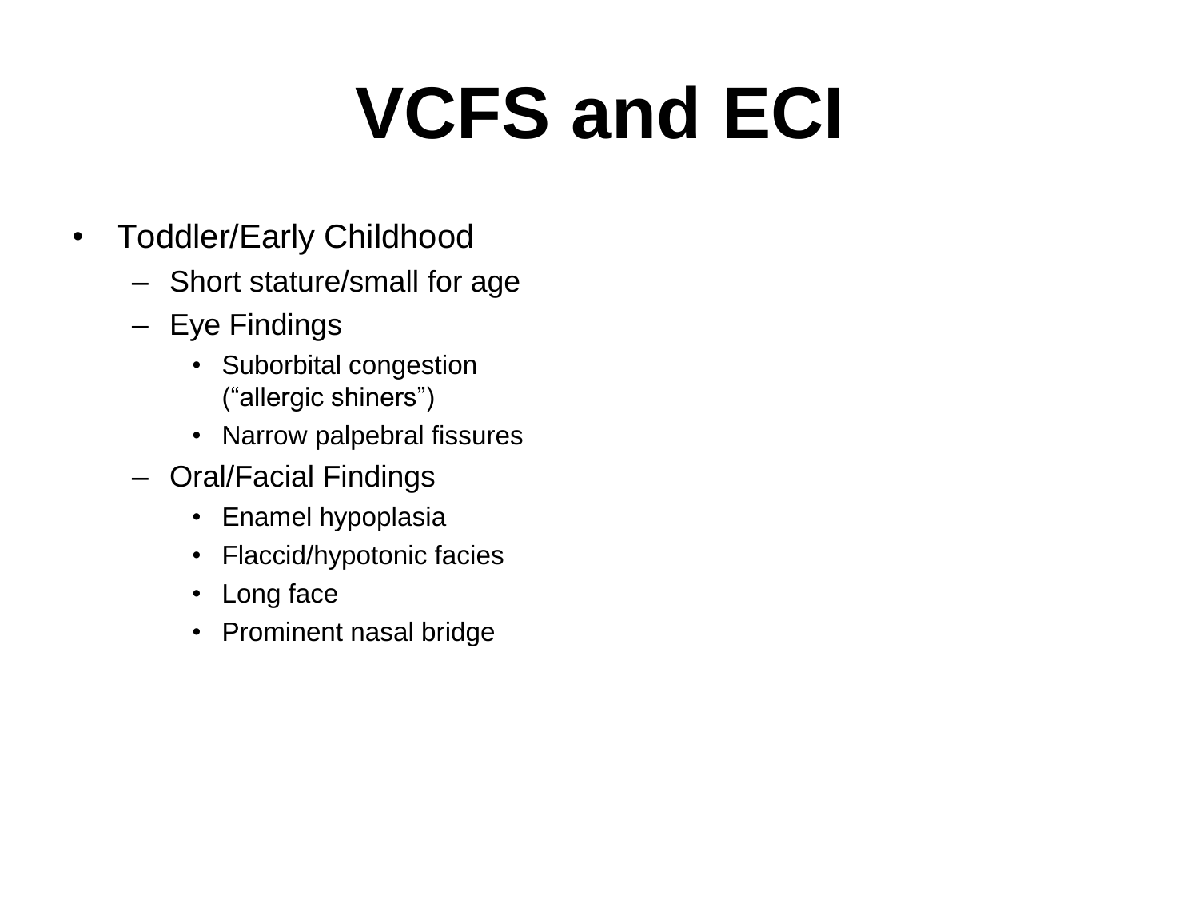# VCFS and ECI

- Toddler/Early Childhood
  - Short stature/small for age
  - Eye Findings
    - Suborbital congestion (“allergic shiners”)
    - Narrow palpebral fissures
  - Oral/Facial Findings
    - Enamel hypoplasia
    - Flaccid/hypotonic facies
    - Long face
    - Prominent nasal bridge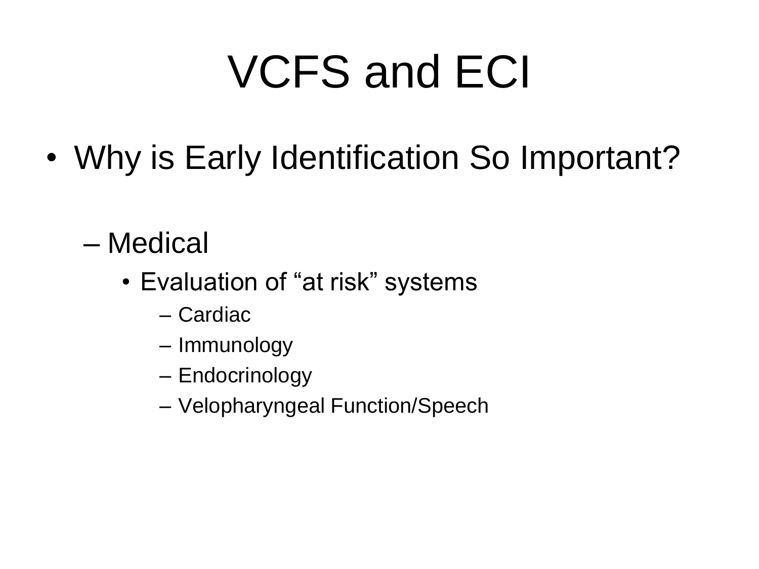# VCFS and ECI

- Why is Early Identification So Important?
  - Medical
    - Evaluation of "at risk" systems
      - Cardiac
      - Immunology
      - Endocrinology
      - Velopharyngeal Function/Speech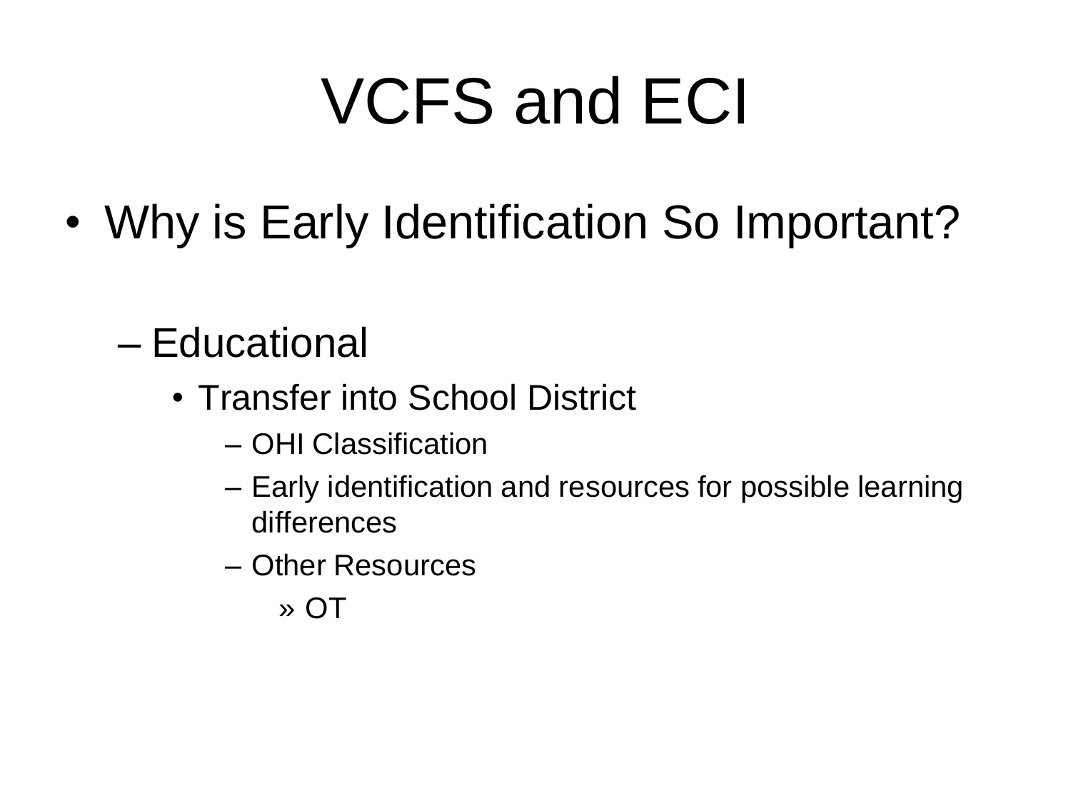# VCFS and ECI

- Why is Early Identification So Important?
  - Educational
    - Transfer into School District
      - OHI Classification
      - Early identification and resources for possible learning differences
      - Other Resources
        - OT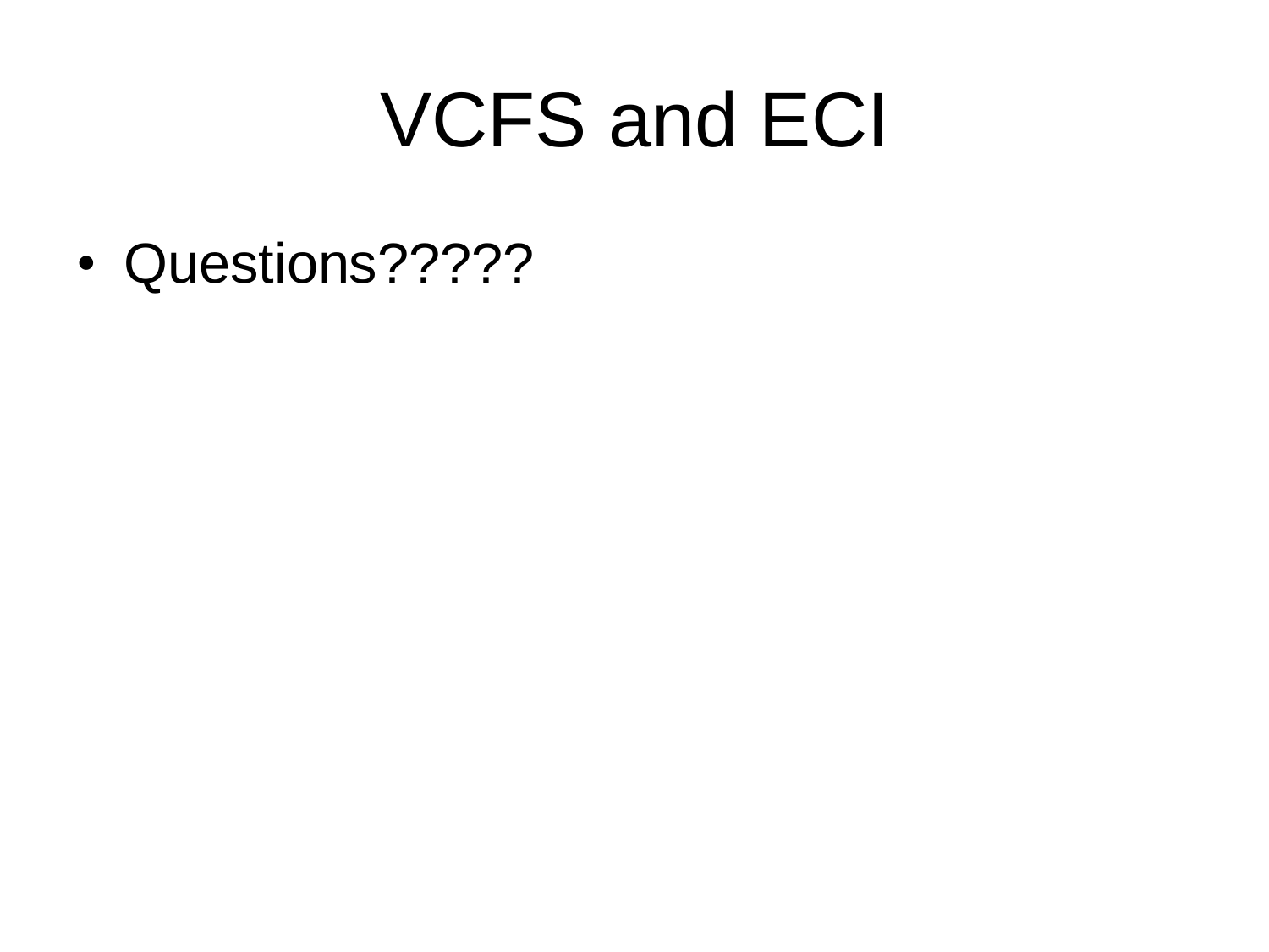# VCFS and ECI

- Questions?????